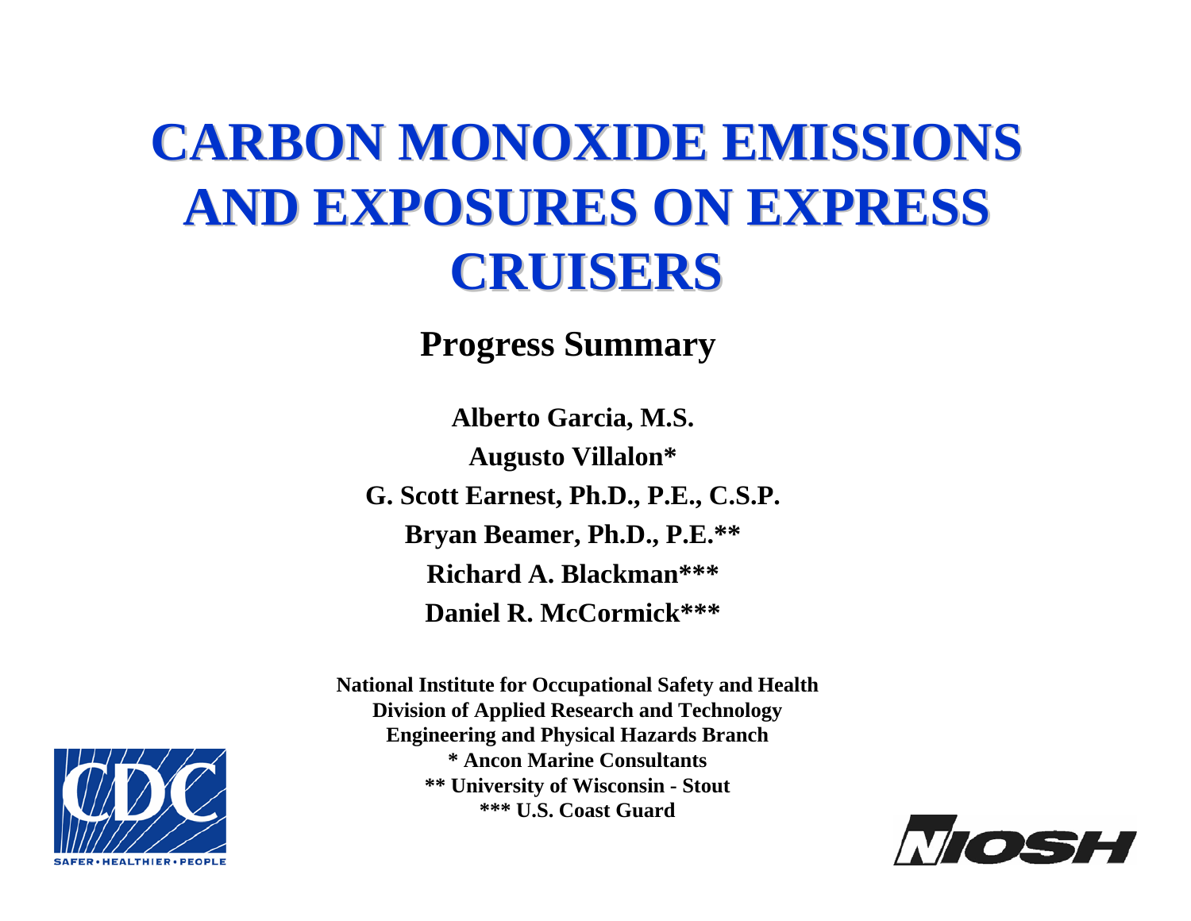# CARBON MONOXIDE EMISSIONS AND EXPOSURES ON EXPRESS CRUISERS

## Progress Summary

**Alberto Garcia, M.S.**

**Augusto Villalon***

**G. Scott Earnest, Ph.D., P.E., C.S.P.**

**Bryan Beamer, Ph.D., P.E.****

**Richard A. Blackman*****

**Daniel R. McCormick*****

**National Institute for Occupational Safety and Health**
**Division of Applied Research and Technology**
**Engineering and Physical Hazards Branch**
*** Ancon Marine Consultants**
**** University of Wisconsin - Stout**
***** U.S. Coast Guard**

CDC SAFER • HEALTHIER • PEOPLE

NIOSH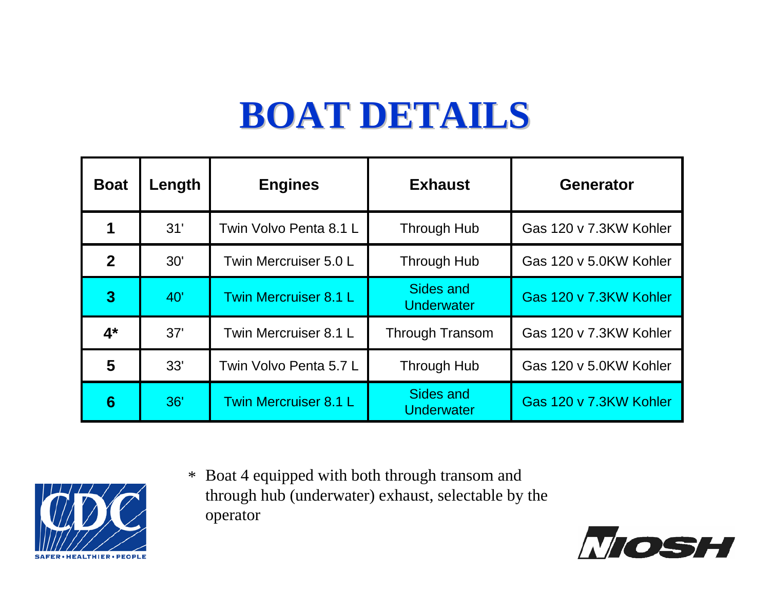# BOAT DETAILS

| Boat | Length | Engines | Exhaust | Generator |
|---|---|---|---|---|
| **1** | 31' | Twin Volvo Penta 8.1 L | Through Hub | Gas 120 v 7.3KW Kohler |
| **2** | 30' | Twin Mercruiser 5.0 L | Through Hub | Gas 120 v 5.0KW Kohler |
| **3** | 40' | Twin Mercruiser 8.1 L | Sides and Underwater | Gas 120 v 7.3KW Kohler |
| **4*** | 37' | Twin Mercruiser 8.1 L | Through Transom | Gas 120 v 7.3KW Kohler |
| **5** | 33' | Twin Volvo Penta 5.7 L | Through Hub | Gas 120 v 5.0KW Kohler |
| **6** | 36' | Twin Mercruiser 8.1 L | Sides and Underwater | Gas 120 v 7.3KW Kohler |

\* Boat 4 equipped with both through transom and through hub (underwater) exhaust, selectable by the operator

CDC SAFER • HEALTHIER • PEOPLE

NIOSH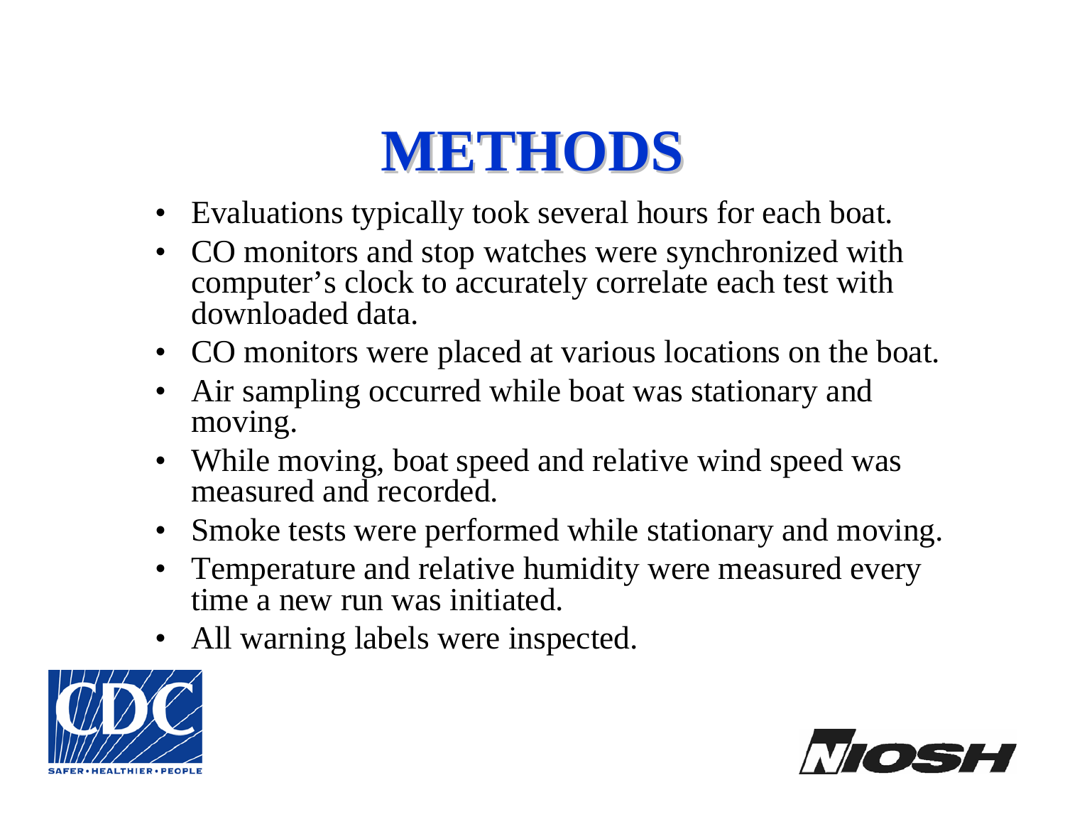# METHODS

- Evaluations typically took several hours for each boat.
- CO monitors and stop watches were synchronized with computer's clock to accurately correlate each test with downloaded data.
- CO monitors were placed at various locations on the boat.
- Air sampling occurred while boat was stationary and moving.
- While moving, boat speed and relative wind speed was measured and recorded.
- Smoke tests were performed while stationary and moving.
- Temperature and relative humidity were measured every time a new run was initiated.
- All warning labels were inspected.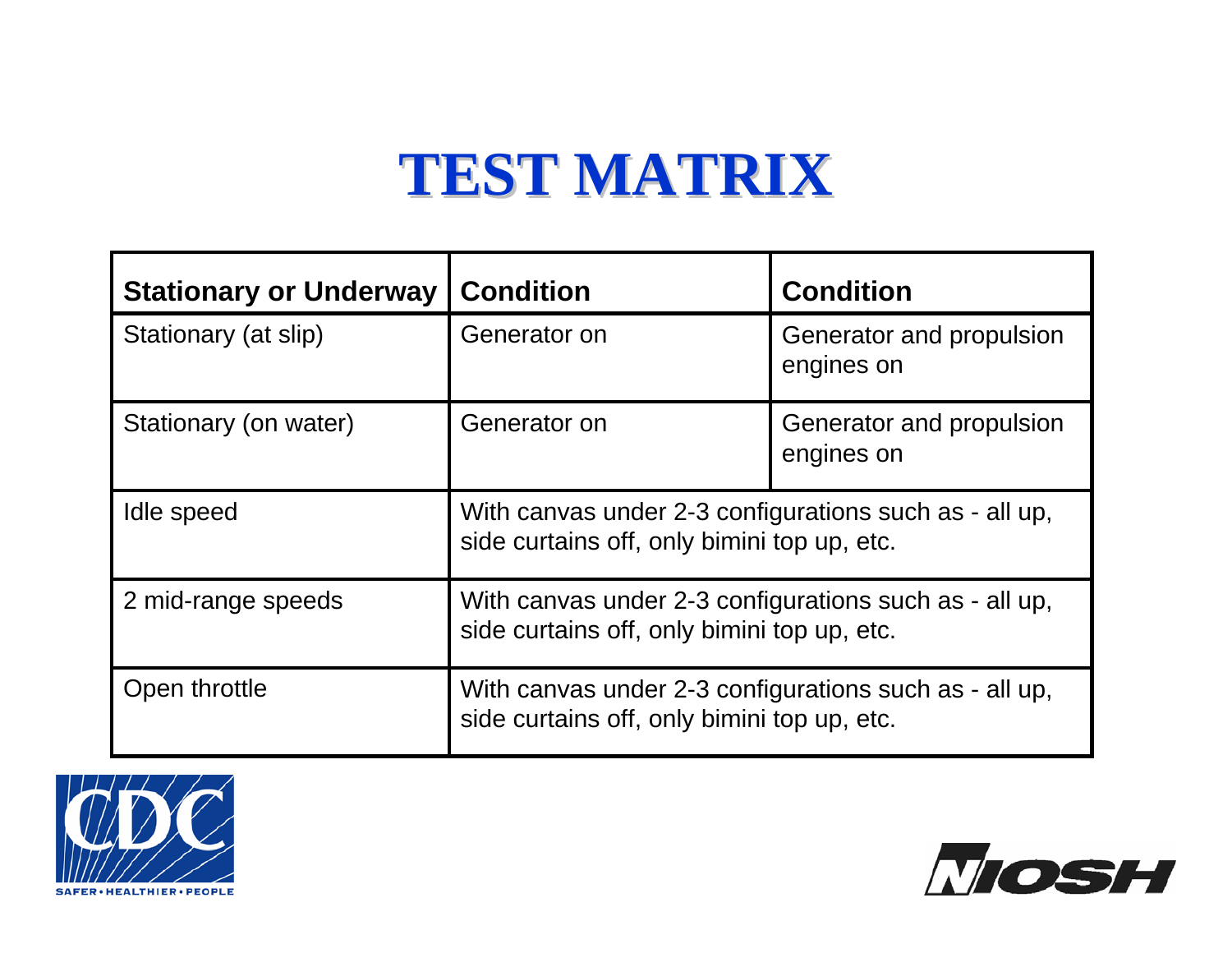# TEST MATRIX

| Stationary or Underway | Condition | Condition |
|---|---|---|
| Stationary (at slip) | Generator on | Generator and propulsion engines on |
| Stationary (on water) | Generator on | Generator and propulsion engines on |
| Idle speed | With canvas under 2-3 configurations such as - all up, side curtains off, only bimini top up, etc. | |
| 2 mid-range speeds | With canvas under 2-3 configurations such as - all up, side curtains off, only bimini top up, etc. | |
| Open throttle | With canvas under 2-3 configurations such as - all up, side curtains off, only bimini top up, etc. | |

CDC
SAFER • HEALTHIER • PEOPLE

NIOSH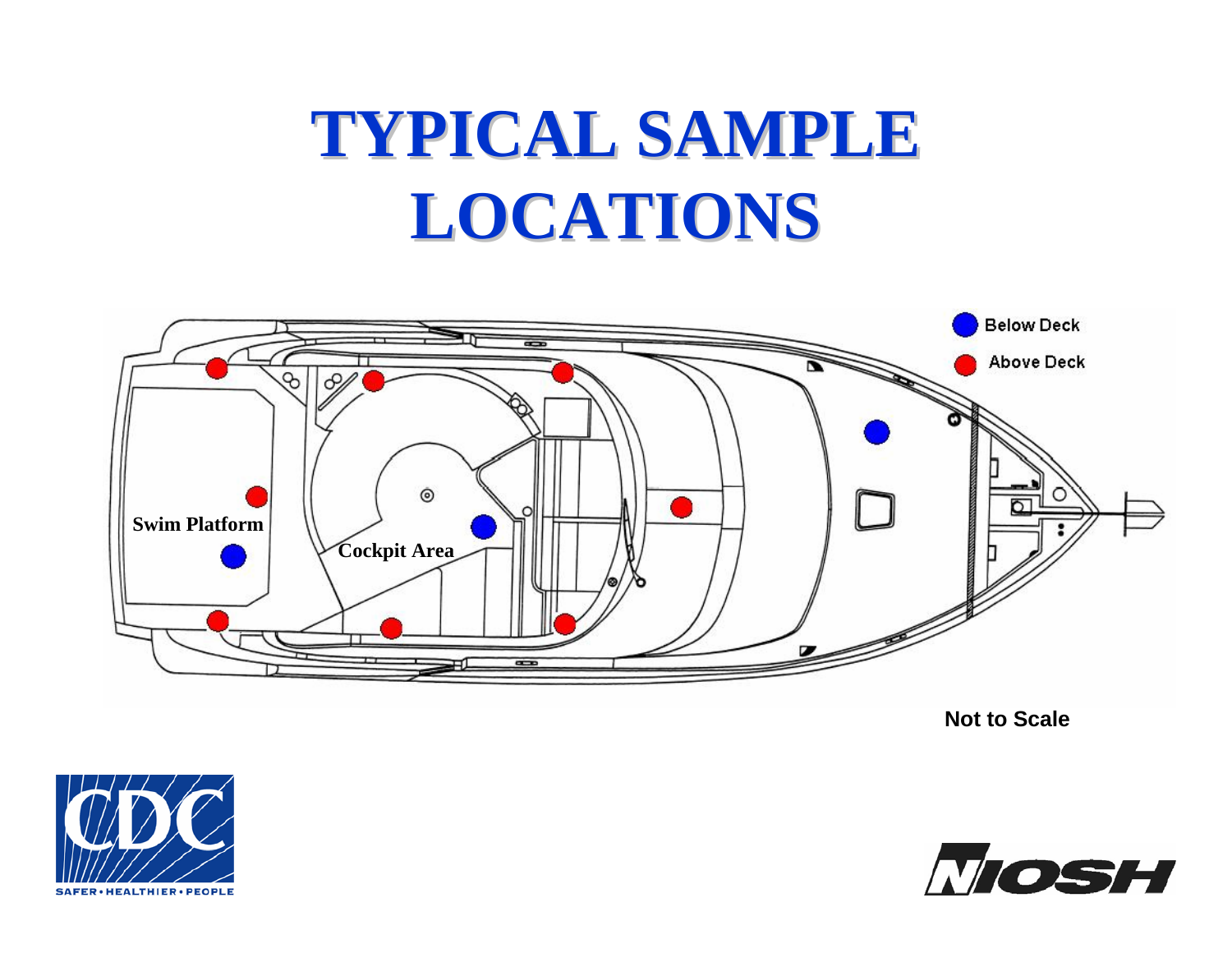# TYPICAL SAMPLE LOCATIONS

Below Deck

Above Deck

Swim Platform

Cockpit Area

Not to Scale

SAFER • HEALTHIER • PEOPLE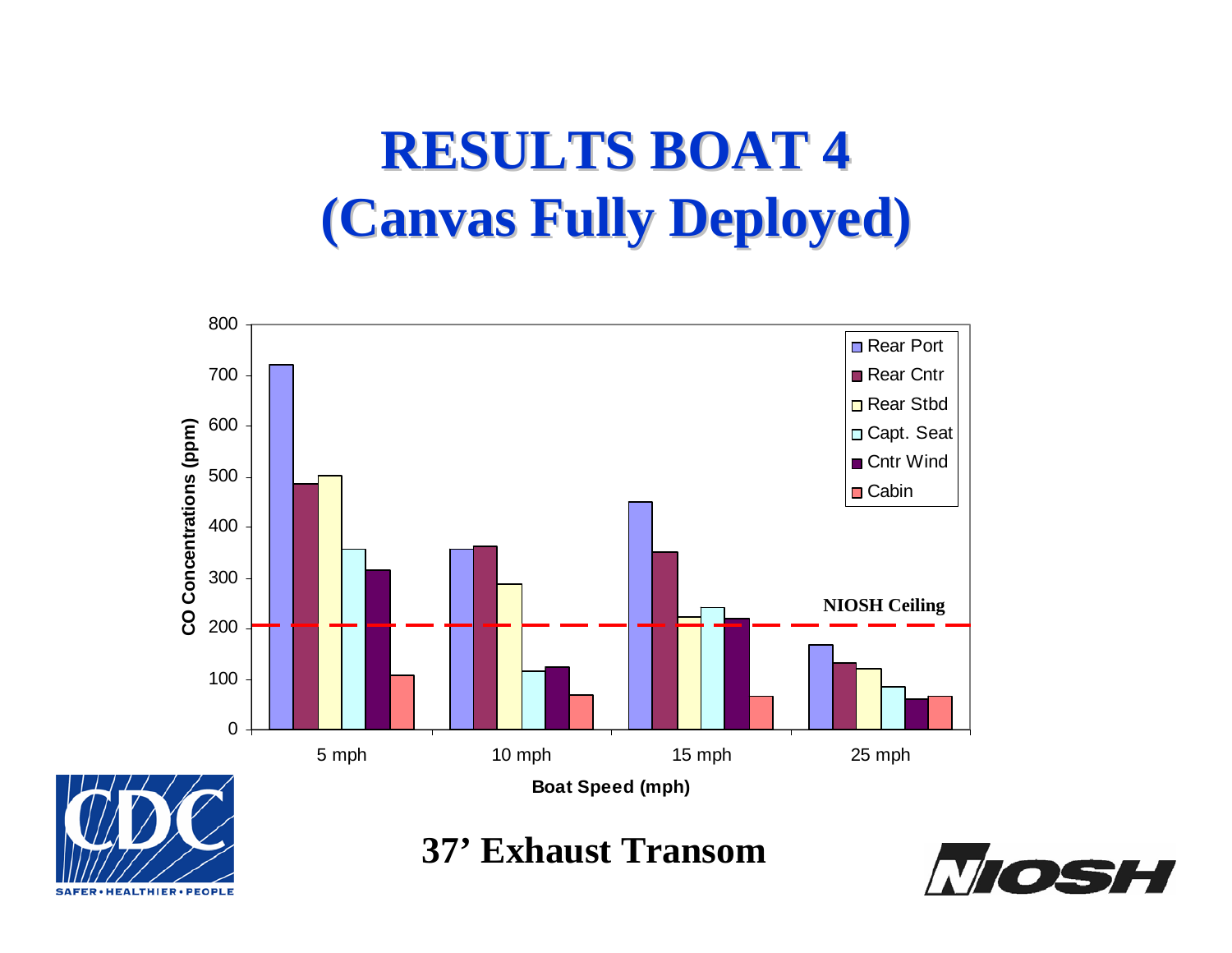# RESULTS BOAT 4
# (Canvas Fully Deployed)

CO Concentrations (ppm)

Rear Port, Rear Cntr, Rear Stbd, Capt. Seat, Cntr Wind, Cabin

NIOSH Ceiling

5 mph, 10 mph, 15 mph, 25 mph

Boat Speed (mph)

**37' Exhaust Transom**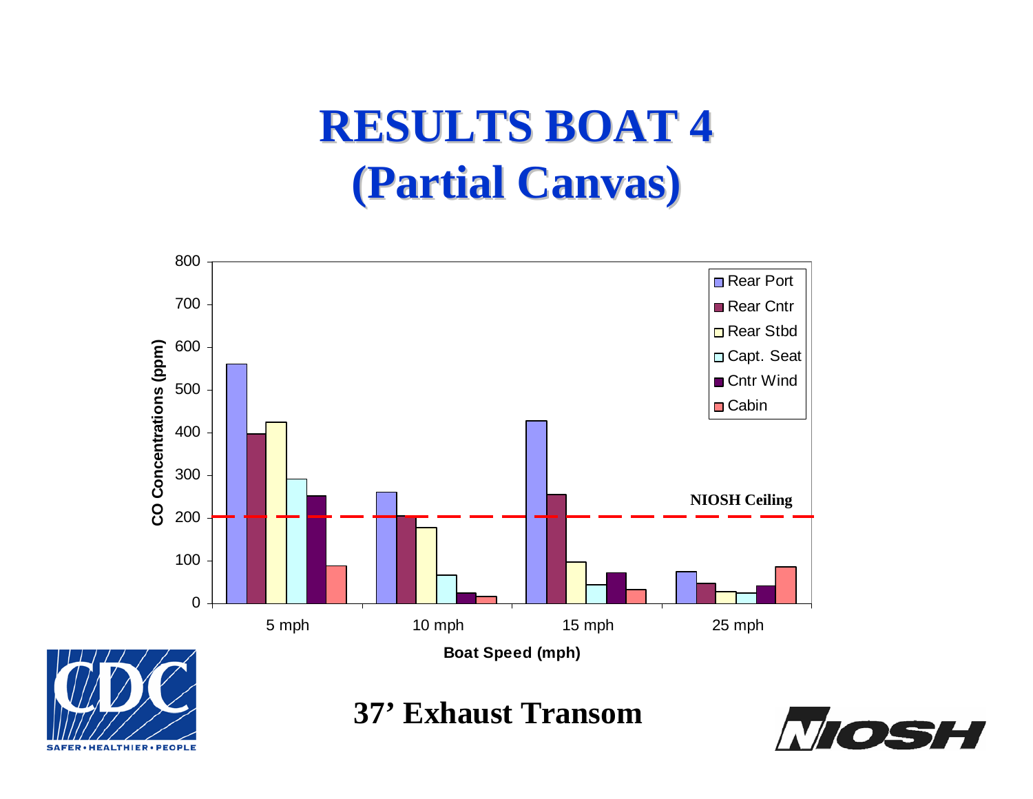# RESULTS BOAT 4 (Partial Canvas)

CO Concentrations (ppm)

Rear Port, Rear Cntr, Rear Stbd, Capt. Seat, Cntr Wind, Cabin

NIOSH Ceiling

5 mph, 10 mph, 15 mph, 25 mph

Boat Speed (mph)

**37' Exhaust Transom**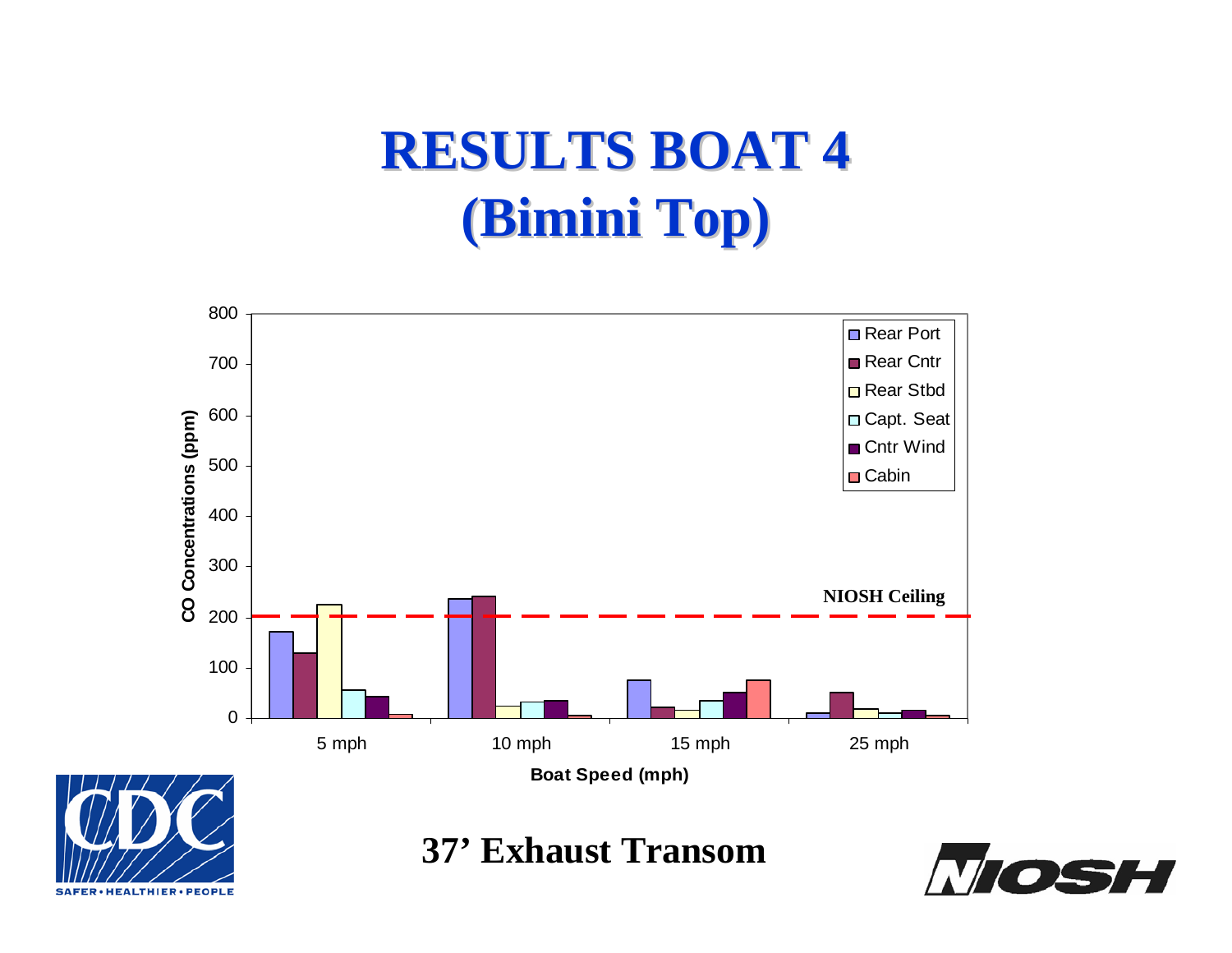# RESULTS BOAT 4 (Bimini Top)

CO Concentrations (ppm) by Boat Speed (mph)

Legend: Rear Port, Rear Cntr, Rear Stbd, Capt. Seat, Cntr Wind, Cabin

NIOSH Ceiling

Y-axis: 0, 100, 200, 300, 400, 500, 600, 700, 800

X-axis: 5 mph, 10 mph, 15 mph, 25 mph

**37' Exhaust Transom**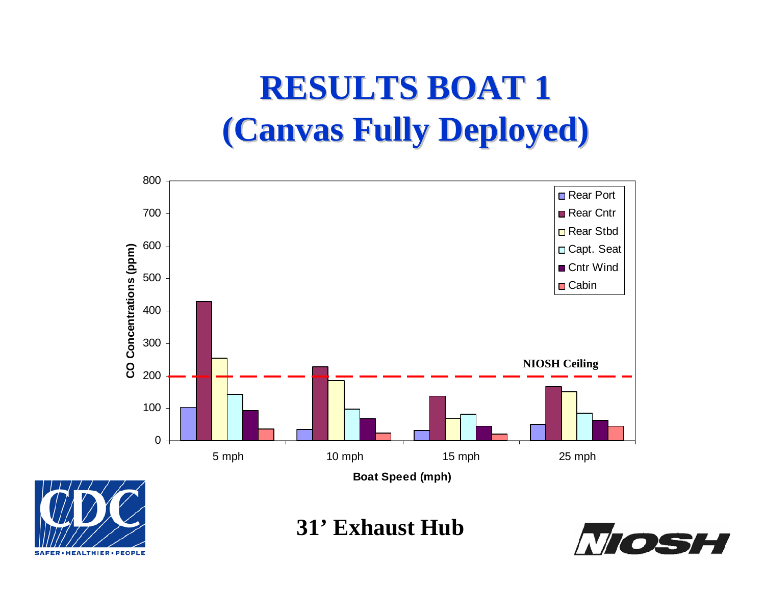# RESULTS BOAT 1
# (Canvas Fully Deployed)

CO Concentrations (ppm)

800
700
600
500
400
300
200
100
0

NIOSH Ceiling

- Rear Port
- Rear Cntr
- Rear Stbd
- Capt. Seat
- Cntr Wind
- Cabin

5 mph | 10 mph | 15 mph | 25 mph

Boat Speed (mph)

CDC SAFER • HEALTHIER • PEOPLE

**31' Exhaust Hub**

NIOSH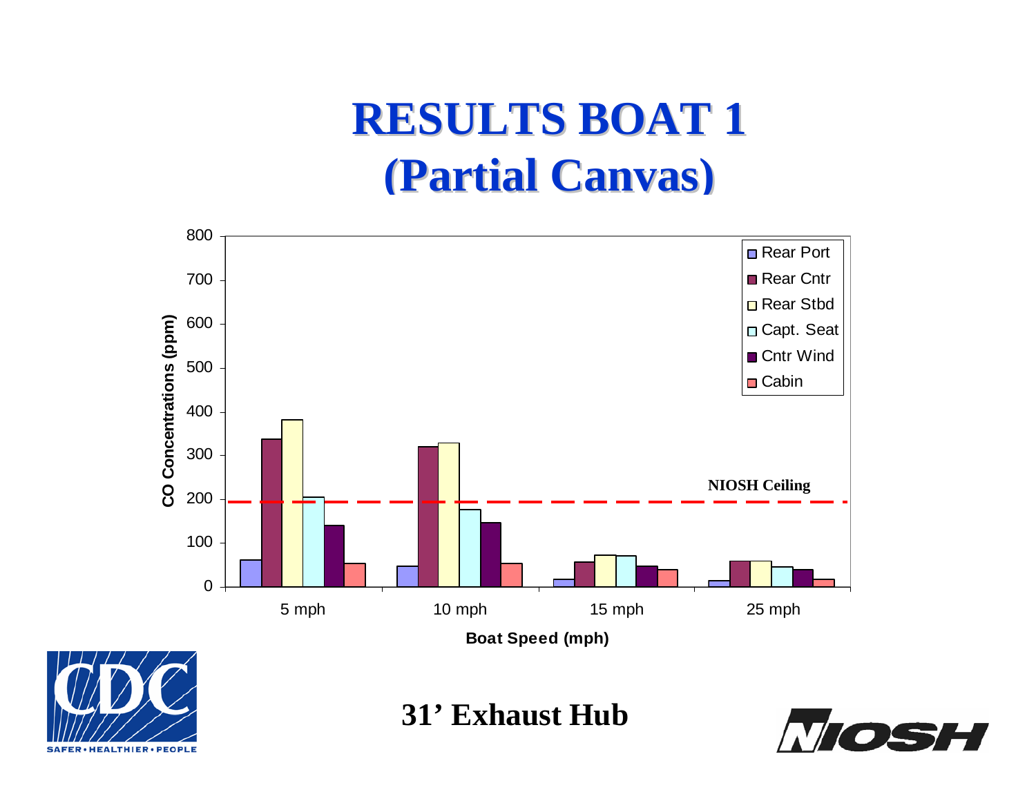# RESULTS BOAT 1
## (Partial Canvas)

CO Concentrations (ppm)

800
700
600
500
400
300
200
100
0

NIOSH Ceiling

5 mph | 10 mph | 15 mph | 25 mph

Boat Speed (mph)

Rear Port
Rear Cntr
Rear Stbd
Capt. Seat
Cntr Wind
Cabin

**31' Exhaust Hub**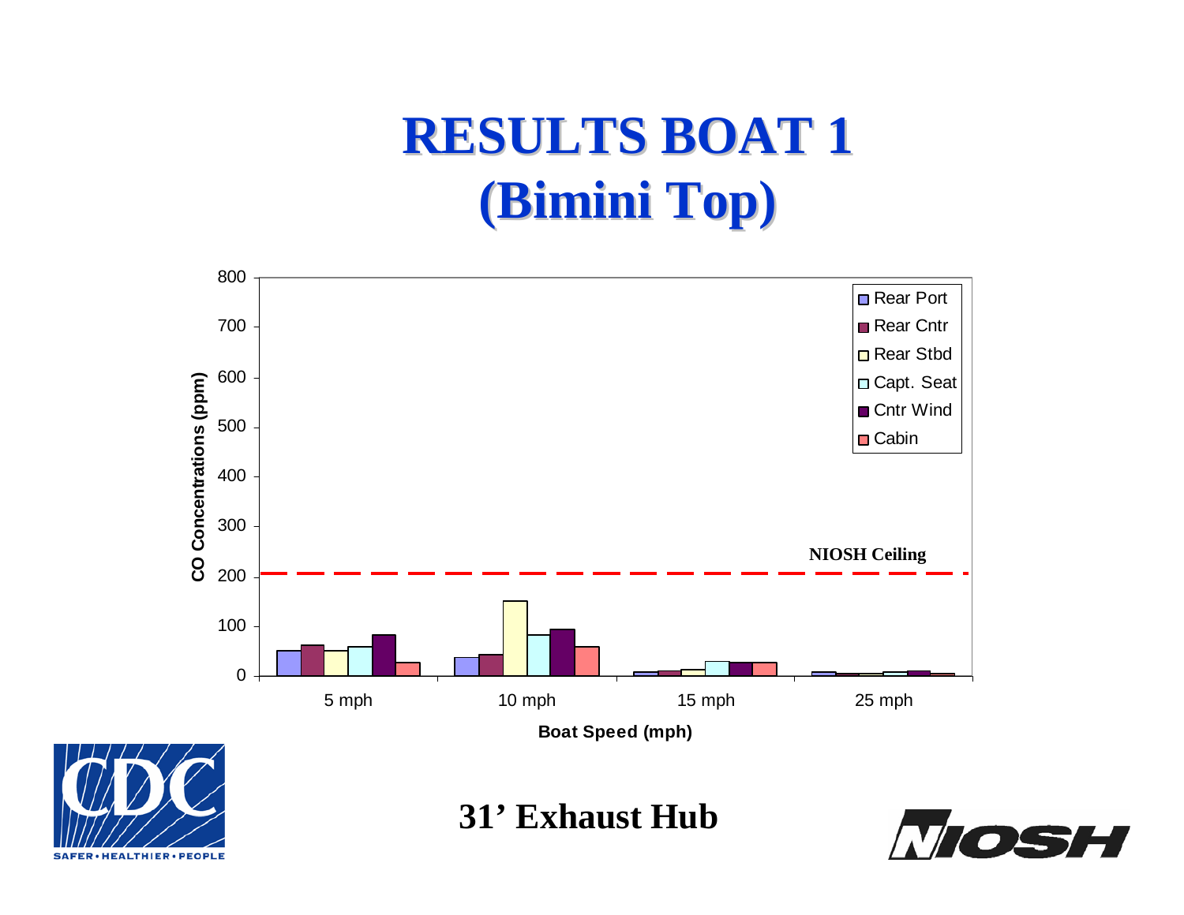# RESULTS BOAT 1
# (Bimini Top)

31' Exhaust Hub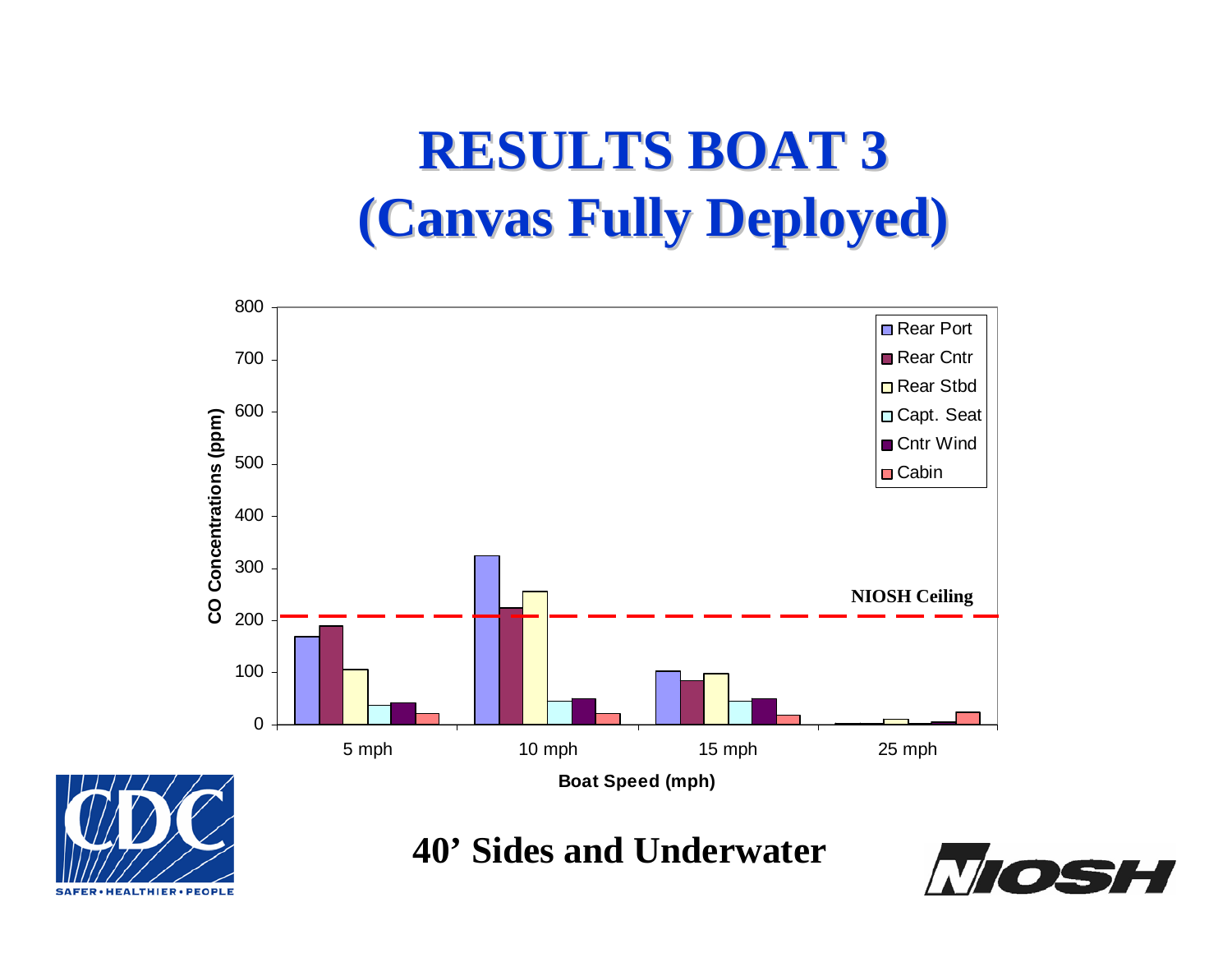# RESULTS BOAT 3 (Canvas Fully Deployed)

CO Concentrations (ppm)

800
700
600
500
400
300
200
100
0

Rear Port
Rear Cntr
Rear Stbd
Capt. Seat
Cntr Wind
Cabin

NIOSH Ceiling

5 mph
10 mph
15 mph
25 mph

Boat Speed (mph)

**40' Sides and Underwater**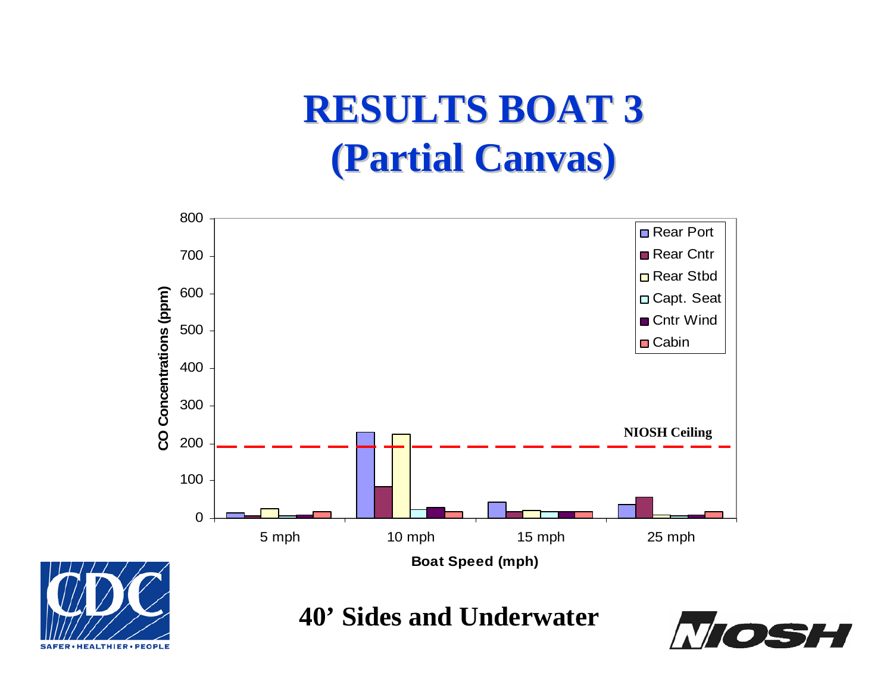# RESULTS BOAT 3 (Partial Canvas)

40' Sides and Underwater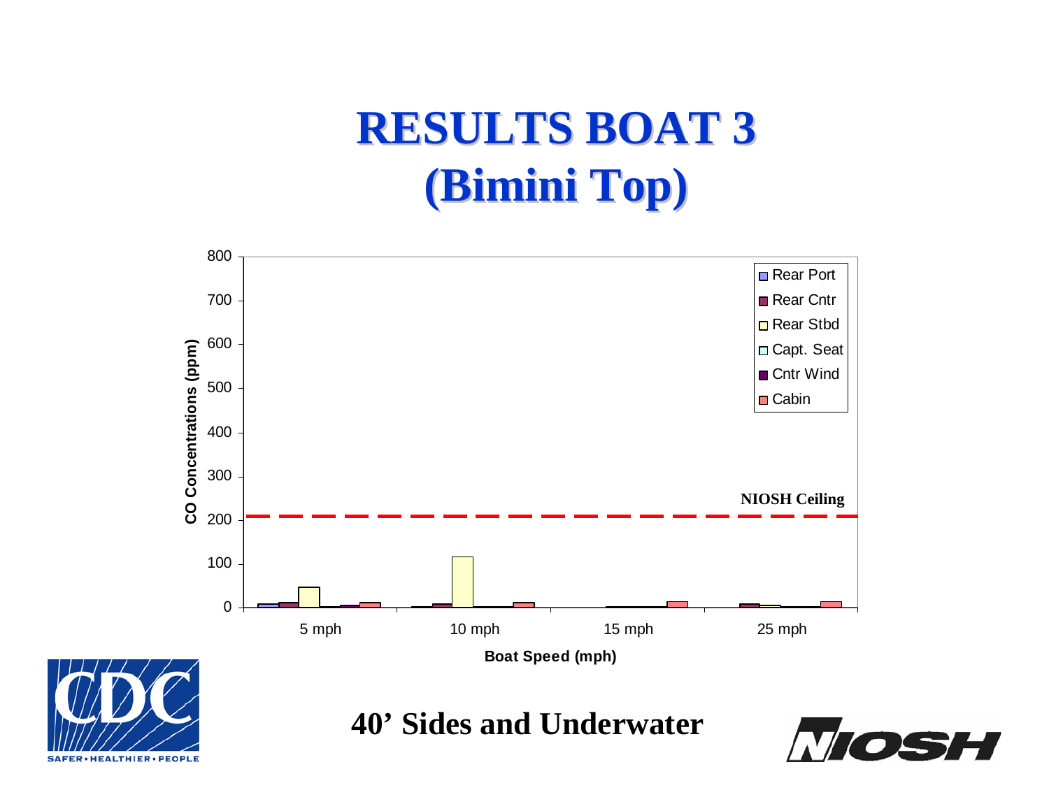# RESULTS BOAT 3 (Bimini Top)

CO Concentrations (ppm)

800
700
600
500
400
300
200
100
0

NIOSH Ceiling

- Rear Port
- Rear Cntr
- Rear Stbd
- Capt. Seat
- Cntr Wind
- Cabin

5 mph | 10 mph | 15 mph | 25 mph

Boat Speed (mph)

**40’ Sides and Underwater**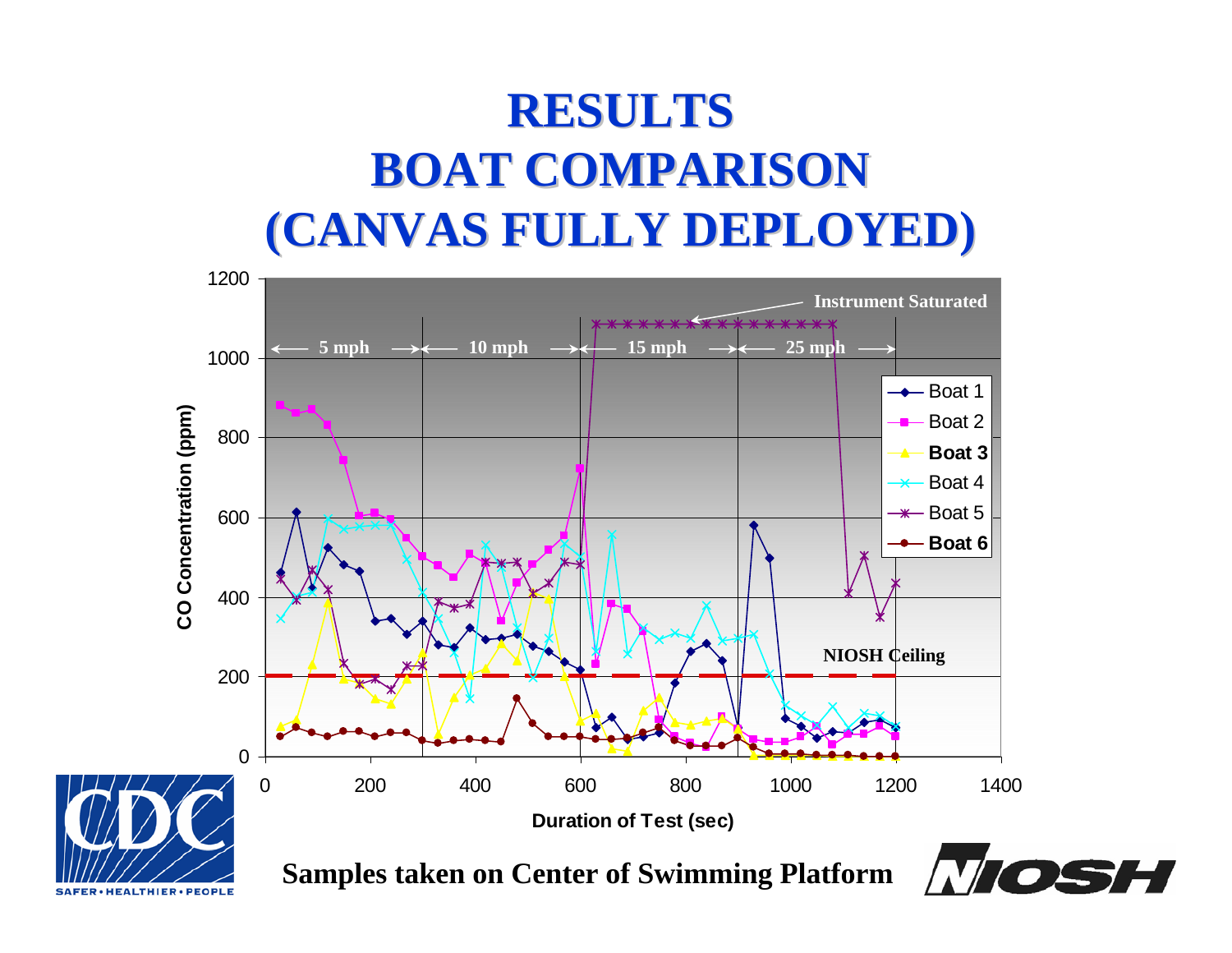# RESULTS BOAT COMPARISON (CANVAS FULLY DEPLOYED)

Instrument Saturated

5 mph | 10 mph | 15 mph | 25 mph

CO Concentration (ppm)

Duration of Test (sec)

Boat 1, Boat 2, **Boat 3**, Boat 4, Boat 5, **Boat 6**

NIOSH Ceiling

**Samples taken on Center of Swimming Platform**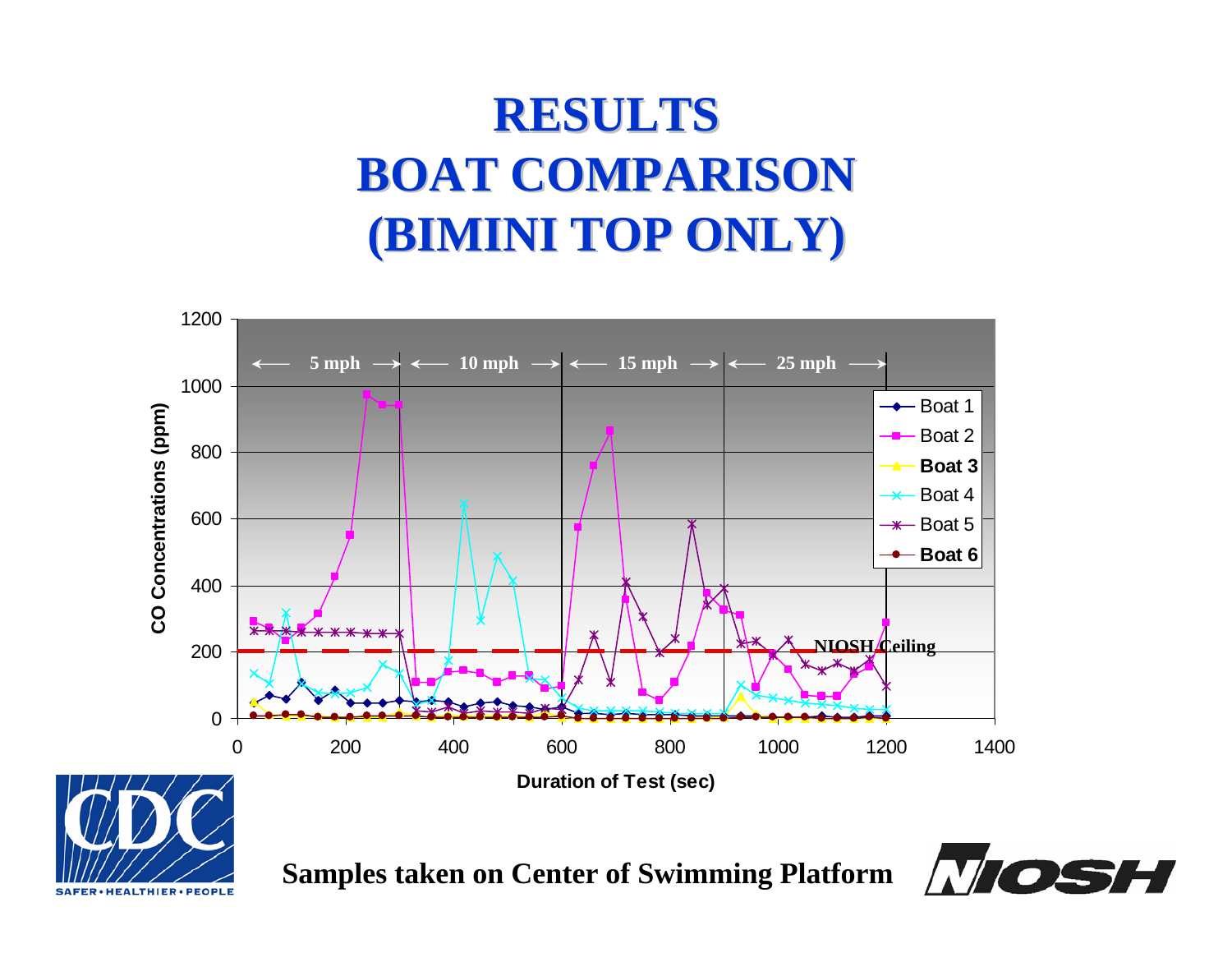# RESULTS BOAT COMPARISON (BIMINI TOP ONLY)

Samples taken on Center of Swimming Platform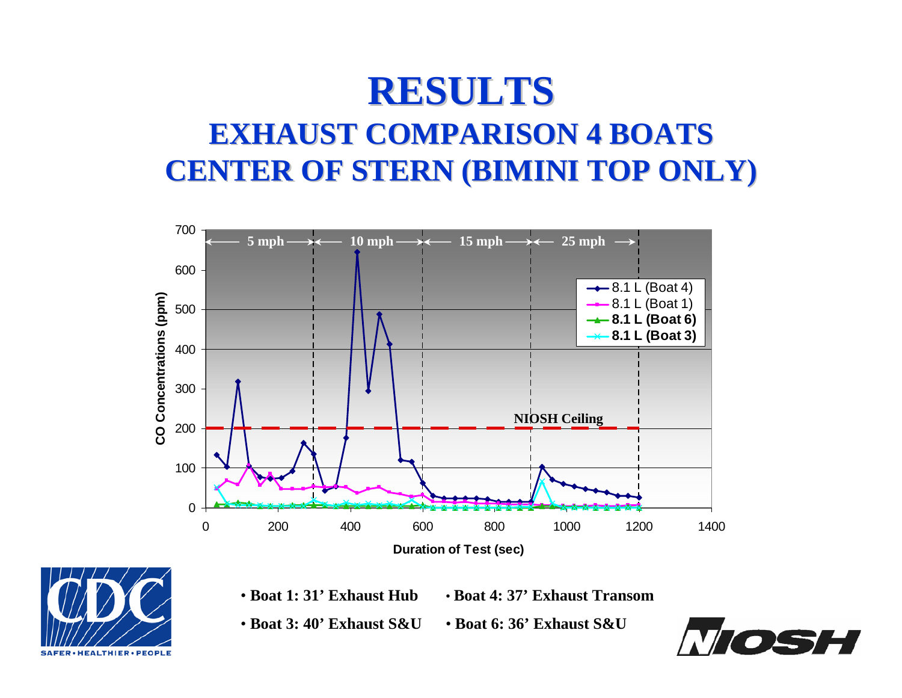# RESULTS

## EXHAUST COMPARISON 4 BOATS
## CENTER OF STERN (BIMINI TOP ONLY)

- **Boat 1: 31' Exhaust Hub**
- **Boat 4: 37' Exhaust Transom**
- **Boat 3: 40' Exhaust S&U**
- **Boat 6: 36' Exhaust S&U**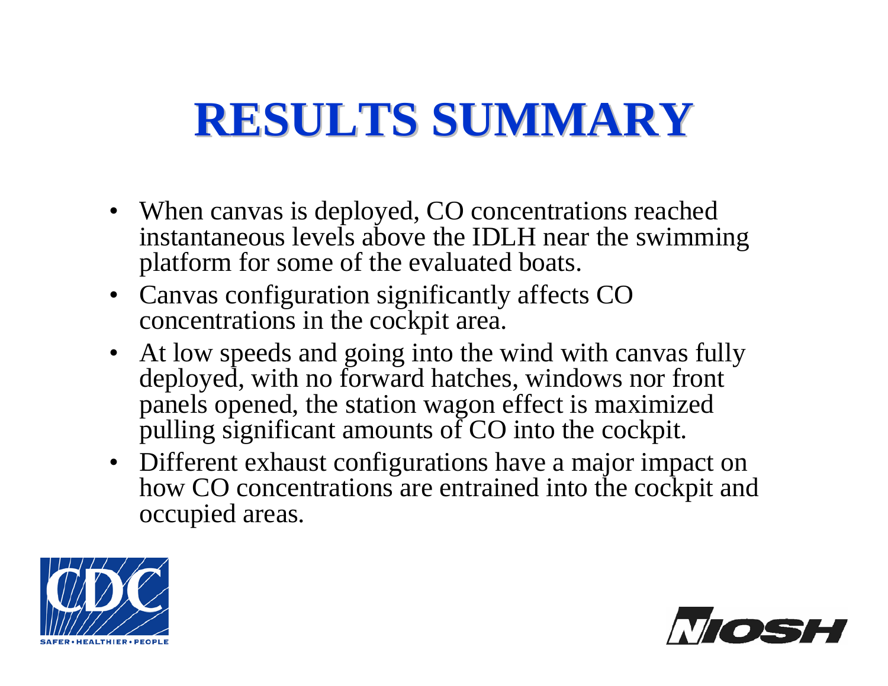# RESULTS SUMMARY

- When canvas is deployed, CO concentrations reached instantaneous levels above the IDLH near the swimming platform for some of the evaluated boats.
- Canvas configuration significantly affects CO concentrations in the cockpit area.
- At low speeds and going into the wind with canvas fully deployed, with no forward hatches, windows nor front panels opened, the station wagon effect is maximized pulling significant amounts of CO into the cockpit.
- Different exhaust configurations have a major impact on how CO concentrations are entrained into the cockpit and occupied areas.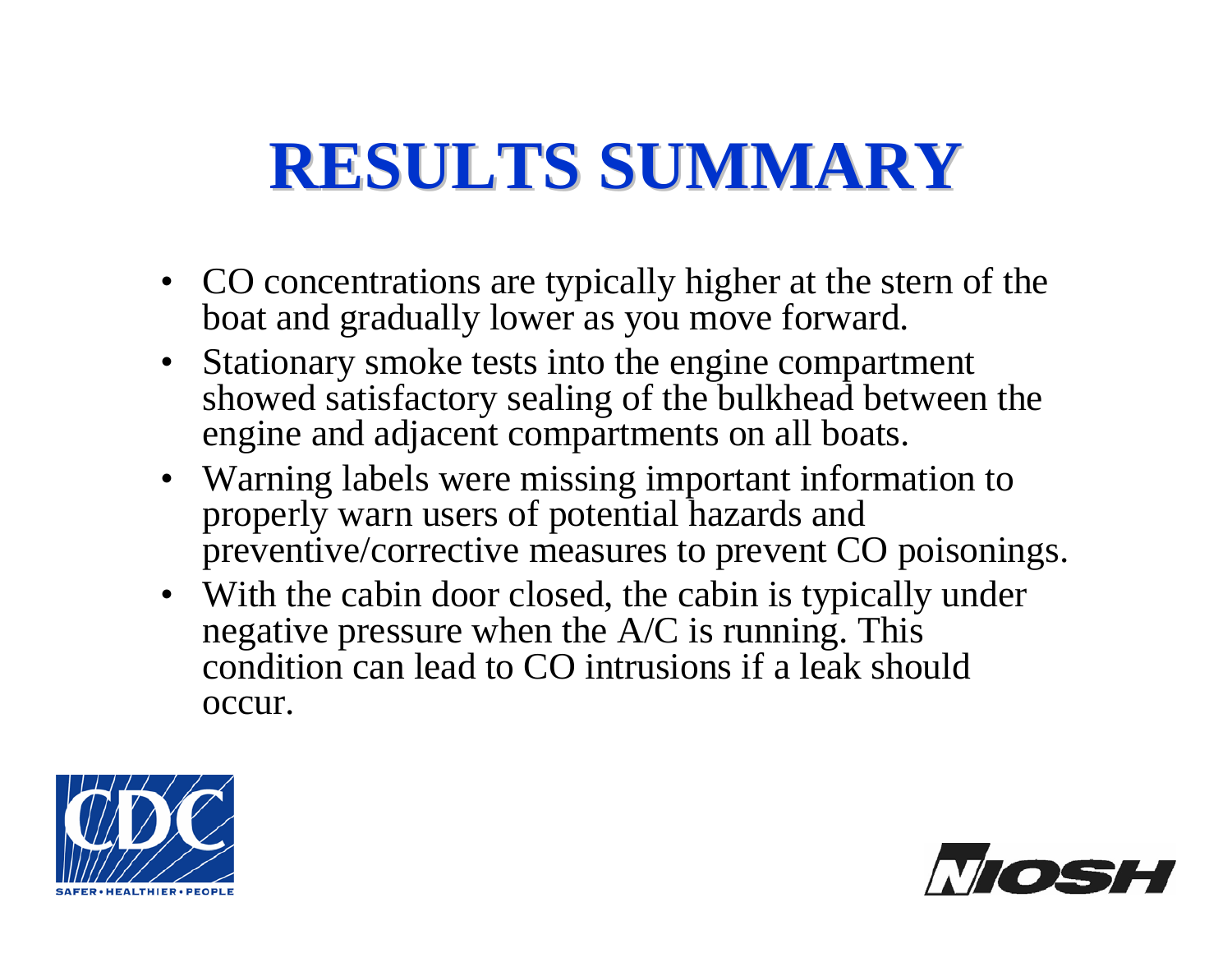# RESULTS SUMMARY

- CO concentrations are typically higher at the stern of the boat and gradually lower as you move forward.
- Stationary smoke tests into the engine compartment showed satisfactory sealing of the bulkhead between the engine and adjacent compartments on all boats.
- Warning labels were missing important information to properly warn users of potential hazards and preventive/corrective measures to prevent CO poisonings.
- With the cabin door closed, the cabin is typically under negative pressure when the A/C is running. This condition can lead to CO intrusions if a leak should occur.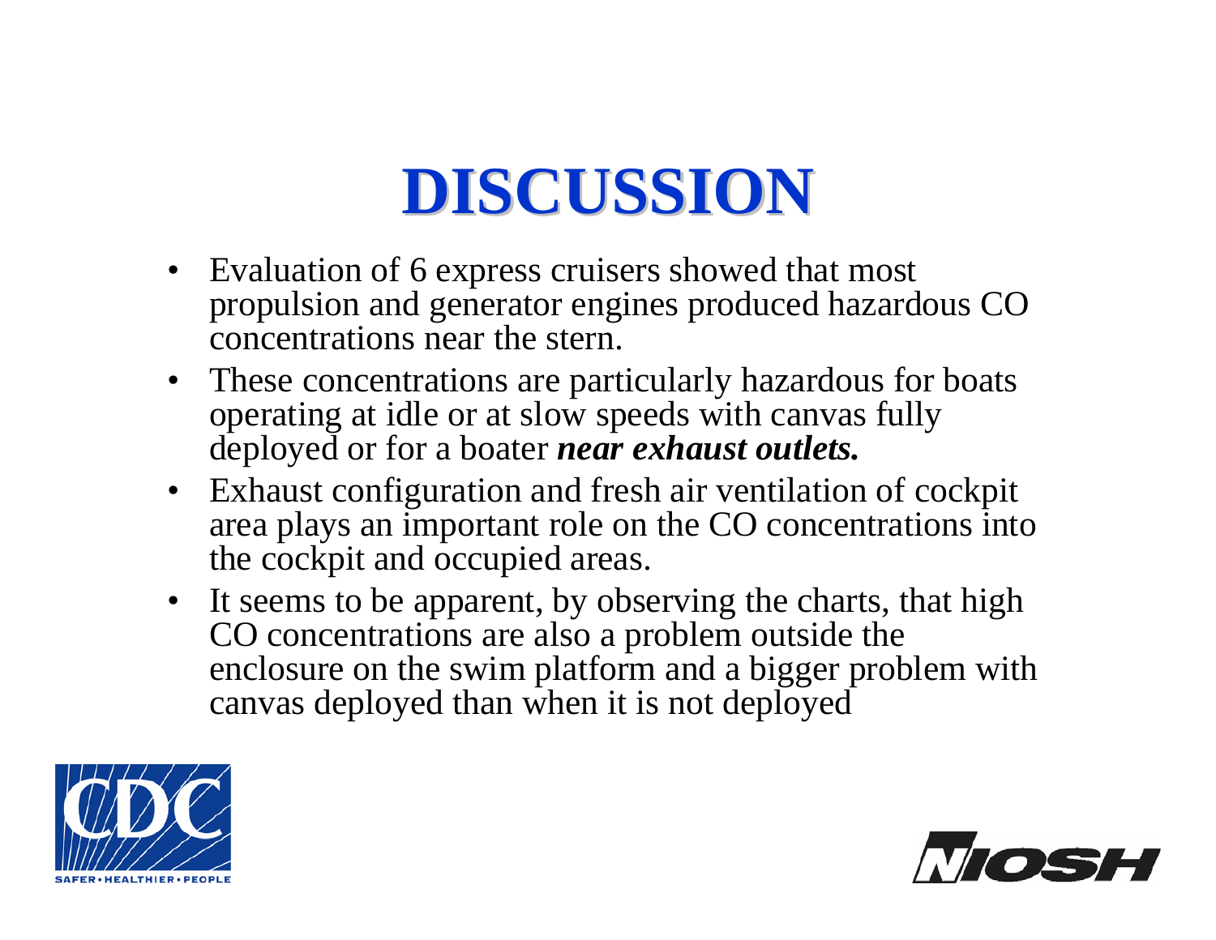# DISCUSSION

- Evaluation of 6 express cruisers showed that most propulsion and generator engines produced hazardous CO concentrations near the stern.
- These concentrations are particularly hazardous for boats operating at idle or at slow speeds with canvas fully deployed or for a boater ***near exhaust outlets.***
- Exhaust configuration and fresh air ventilation of cockpit area plays an important role on the CO concentrations into the cockpit and occupied areas.
- It seems to be apparent, by observing the charts, that high CO concentrations are also a problem outside the enclosure on the swim platform and a bigger problem with canvas deployed than when it is not deployed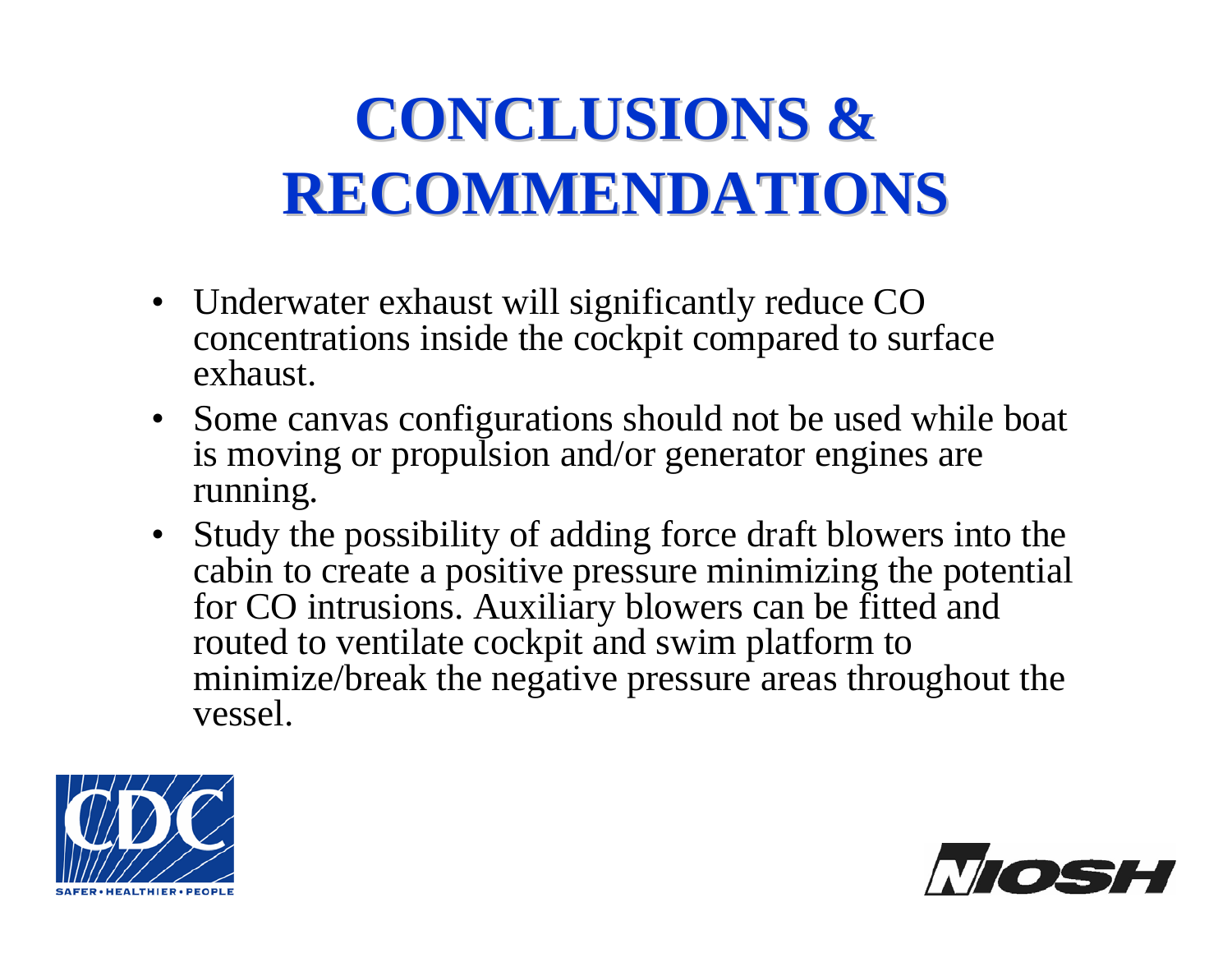# CONCLUSIONS & RECOMMENDATIONS

- Underwater exhaust will significantly reduce CO concentrations inside the cockpit compared to surface exhaust.
- Some canvas configurations should not be used while boat is moving or propulsion and/or generator engines are running.
- Study the possibility of adding force draft blowers into the cabin to create a positive pressure minimizing the potential for CO intrusions. Auxiliary blowers can be fitted and routed to ventilate cockpit and swim platform to minimize/break the negative pressure areas throughout the vessel.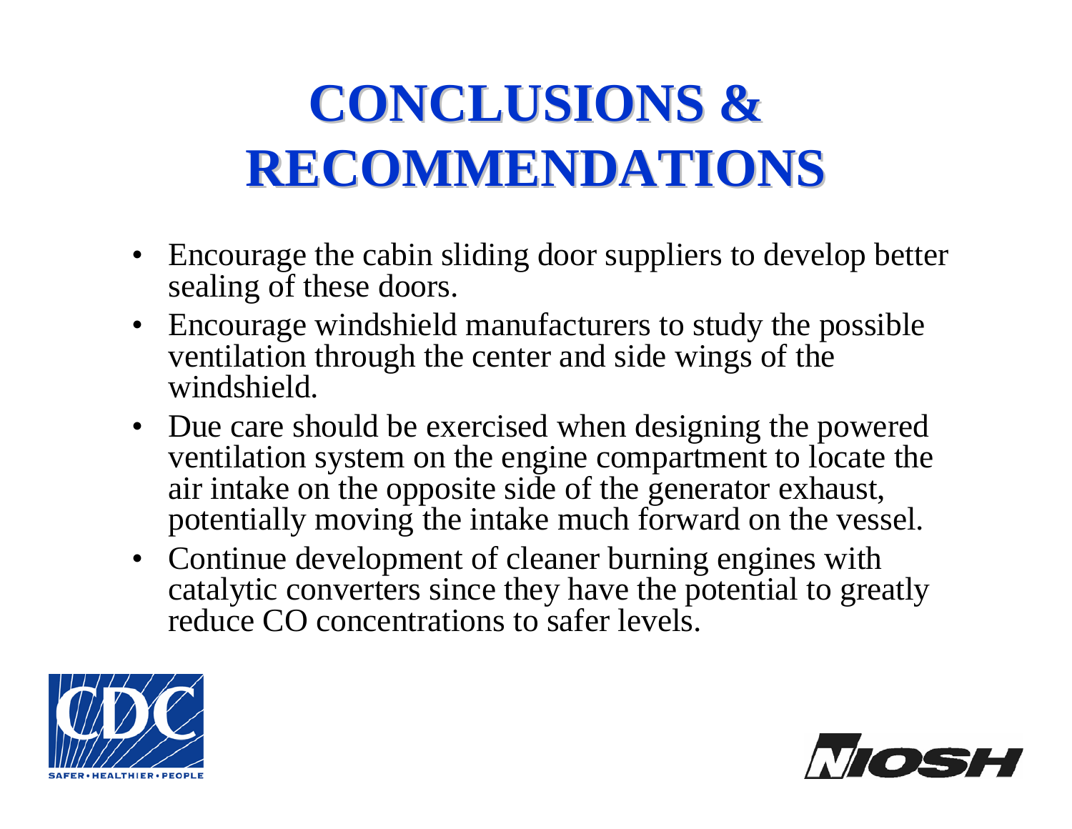# CONCLUSIONS & RECOMMENDATIONS

- Encourage the cabin sliding door suppliers to develop better sealing of these doors.
- Encourage windshield manufacturers to study the possible ventilation through the center and side wings of the windshield.
- Due care should be exercised when designing the powered ventilation system on the engine compartment to locate the air intake on the opposite side of the generator exhaust, potentially moving the intake much forward on the vessel.
- Continue development of cleaner burning engines with catalytic converters since they have the potential to greatly reduce CO concentrations to safer levels.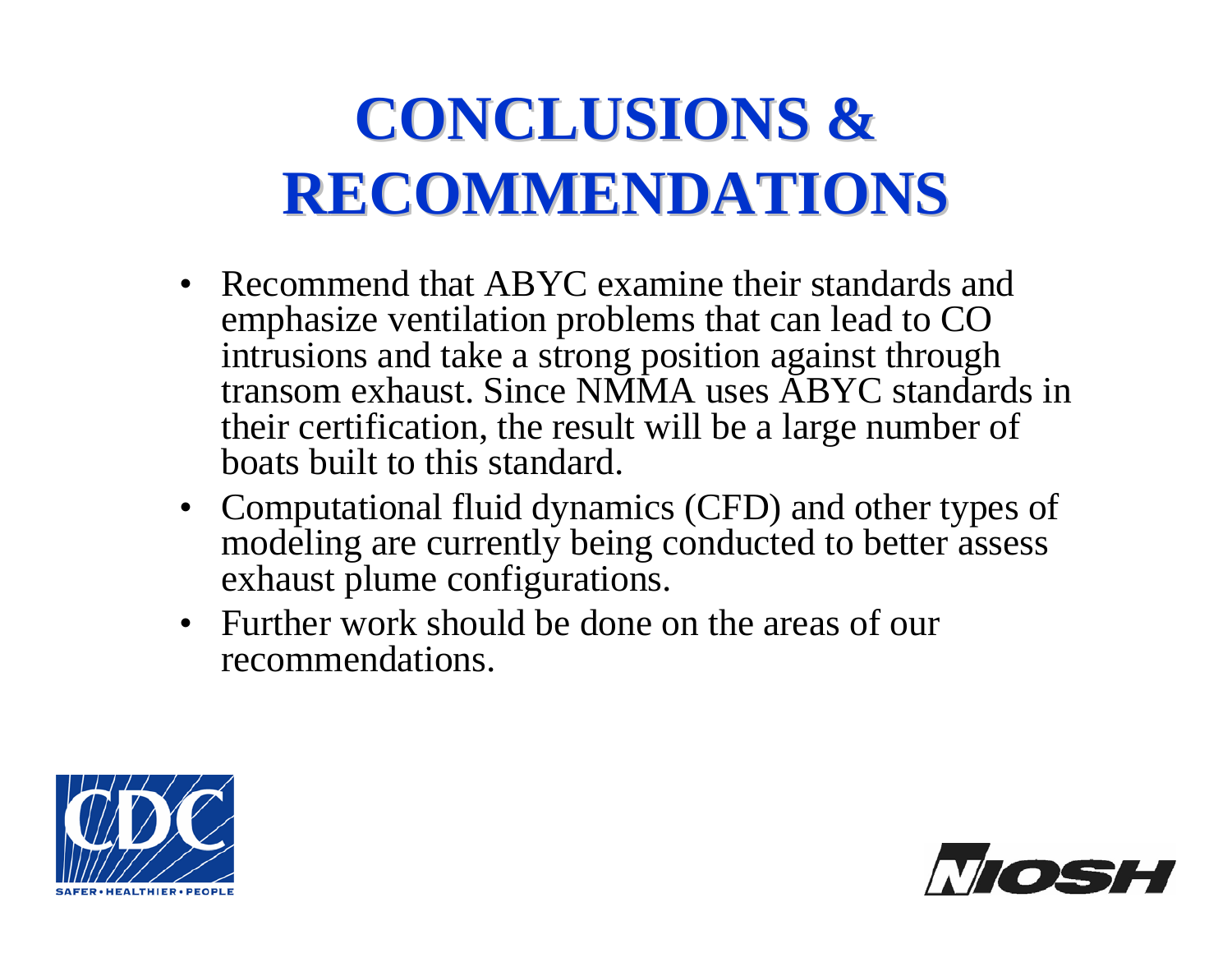# CONCLUSIONS & RECOMMENDATIONS

- Recommend that ABYC examine their standards and emphasize ventilation problems that can lead to CO intrusions and take a strong position against through transom exhaust. Since NMMA uses ABYC standards in their certification, the result will be a large number of boats built to this standard.
- Computational fluid dynamics (CFD) and other types of modeling are currently being conducted to better assess exhaust plume configurations.
- Further work should be done on the areas of our recommendations.